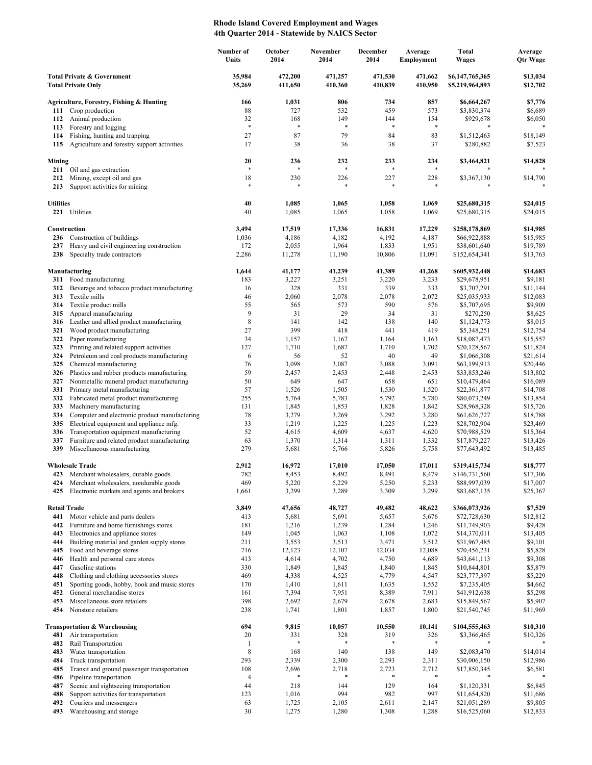# Rhode Island Covered Employment and Wages
## 4th Quarter 2014 - Statewide by NAICS Sector

| | Number of Units | October 2014 | November 2014 | December 2014 | Average Employment | Total Wages | Average Qtr Wage |
|---|---|---|---|---|---|---|---|
| **Total Private & Government** | **35,984** | **472,200** | **471,257** | **471,530** | **471,662** | **$6,147,765,365** | **$13,034** |
| **Total Private Only** | **35,269** | **411,650** | **410,360** | **410,839** | **410,950** | **$5,219,964,893** | **$12,702** |
| **Agriculture, Forestry, Fishing & Hunting** | **166** | **1,031** | **806** | **734** | **857** | **$6,664,267** | **$7,776** |
| 111 Crop production | 88 | 727 | 532 | 459 | 573 | $3,830,374 | $6,689 |
| 112 Animal production | 32 | 168 | 149 | 144 | 154 | $929,678 | $6,050 |
| 113 Forestry and logging | * | * | * | * | * | * | * |
| 114 Fishing, hunting and trapping | 27 | 87 | 79 | 84 | 83 | $1,512,463 | $18,149 |
| 115 Agriculture and forestry support activities | 17 | 38 | 36 | 38 | 37 | $280,882 | $7,523 |
| **Mining** | **20** | **236** | **232** | **233** | **234** | **$3,464,821** | **$14,828** |
| 211 Oil and gas extraction | * | * | * | * | * | * | * |
| 212 Mining, except oil and gas | 18 | 230 | 226 | 227 | 228 | $3,367,130 | $14,790 |
| 213 Support activities for mining | * | * | * | * | * | * | * |
| **Utilities** | **40** | **1,085** | **1,065** | **1,058** | **1,069** | **$25,680,315** | **$24,015** |
| 221 Utilities | 40 | 1,085 | 1,065 | 1,058 | 1,069 | $25,680,315 | $24,015 |
| **Construction** | **3,494** | **17,519** | **17,336** | **16,831** | **17,229** | **$258,178,869** | **$14,985** |
| 236 Construction of buildings | 1,036 | 4,186 | 4,182 | 4,192 | 4,187 | $66,922,888 | $15,985 |
| 237 Heavy and civil engineering construction | 172 | 2,055 | 1,964 | 1,833 | 1,951 | $38,601,640 | $19,789 |
| 238 Specialty trade contractors | 2,286 | 11,278 | 11,190 | 10,806 | 11,091 | $152,654,341 | $13,763 |
| **Manufacturing** | **1,644** | **41,177** | **41,239** | **41,389** | **41,268** | **$605,932,448** | **$14,683** |
| 311 Food manufacturing | 183 | 3,227 | 3,251 | 3,220 | 3,233 | $29,678,951 | $9,181 |
| 312 Beverage and tobacco product manufacturing | 16 | 328 | 331 | 339 | 333 | $3,707,291 | $11,144 |
| 313 Textile mills | 46 | 2,060 | 2,078 | 2,078 | 2,072 | $25,035,933 | $12,083 |
| 314 Textile product mills | 55 | 565 | 573 | 590 | 576 | $5,707,695 | $9,909 |
| 315 Apparel manufacturing | 9 | 31 | 29 | 34 | 31 | $270,250 | $8,625 |
| 316 Leather and allied product manufacturing | 8 | 141 | 142 | 138 | 140 | $1,124,773 | $8,015 |
| 321 Wood product manufacturing | 27 | 399 | 418 | 441 | 419 | $5,348,251 | $12,754 |
| 322 Paper manufacturing | 34 | 1,157 | 1,167 | 1,164 | 1,163 | $18,087,473 | $15,557 |
| 323 Printing and related support activities | 127 | 1,710 | 1,687 | 1,710 | 1,702 | $20,128,567 | $11,824 |
| 324 Petroleum and coal products manufacturing | 6 | 56 | 52 | 40 | 49 | $1,066,308 | $21,614 |
| 325 Chemical manufacturing | 76 | 3,098 | 3,087 | 3,088 | 3,091 | $63,199,913 | $20,446 |
| 326 Plastics and rubber products manufacturing | 59 | 2,457 | 2,453 | 2,448 | 2,453 | $33,853,246 | $13,802 |
| 327 Nonmetallic mineral product manufacturing | 50 | 649 | 647 | 658 | 651 | $10,479,464 | $16,089 |
| 331 Primary metal manufacturing | 57 | 1,526 | 1,505 | 1,530 | 1,520 | $22,361,877 | $14,708 |
| 332 Fabricated metal product manufacturing | 255 | 5,764 | 5,783 | 5,792 | 5,780 | $80,073,249 | $13,854 |
| 333 Machinery manufacturing | 131 | 1,845 | 1,853 | 1,828 | 1,842 | $28,968,328 | $15,726 |
| 334 Computer and electronic product manufacturing | 78 | 3,279 | 3,269 | 3,292 | 3,280 | $61,626,727 | $18,788 |
| 335 Electrical equipment and appliance mfg. | 33 | 1,219 | 1,225 | 1,225 | 1,223 | $28,702,904 | $23,469 |
| 336 Transportation equipment manufacturing | 52 | 4,615 | 4,609 | 4,637 | 4,620 | $70,988,529 | $15,364 |
| 337 Furniture and related product manufacturing | 63 | 1,370 | 1,314 | 1,311 | 1,332 | $17,879,227 | $13,426 |
| 339 Miscellaneous manufacturing | 279 | 5,681 | 5,766 | 5,826 | 5,758 | $77,643,492 | $13,485 |
| **Wholesale Trade** | **2,912** | **16,972** | **17,010** | **17,050** | **17,011** | **$319,415,734** | **$18,777** |
| 423 Merchant wholesalers, durable goods | 782 | 8,453 | 8,492 | 8,491 | 8,479 | $146,731,560 | $17,306 |
| 424 Merchant wholesalers, nondurable goods | 469 | 5,220 | 5,229 | 5,250 | 5,233 | $88,997,039 | $17,007 |
| 425 Electronic markets and agents and brokers | 1,661 | 3,299 | 3,289 | 3,309 | 3,299 | $83,687,135 | $25,367 |
| **Retail Trade** | **3,849** | **47,656** | **48,727** | **49,482** | **48,622** | **$366,073,926** | **$7,529** |
| 441 Motor vehicle and parts dealers | 413 | 5,681 | 5,691 | 5,657 | 5,676 | $72,728,630 | $12,812 |
| 442 Furniture and home furnishings stores | 181 | 1,216 | 1,239 | 1,284 | 1,246 | $11,749,903 | $9,428 |
| 443 Electronics and appliance stores | 149 | 1,045 | 1,063 | 1,108 | 1,072 | $14,370,011 | $13,405 |
| 444 Building material and garden supply stores | 211 | 3,553 | 3,513 | 3,471 | 3,512 | $31,967,485 | $9,101 |
| 445 Food and beverage stores | 716 | 12,123 | 12,107 | 12,034 | 12,088 | $70,456,231 | $5,828 |
| 446 Health and personal care stores | 413 | 4,614 | 4,702 | 4,750 | 4,689 | $43,641,113 | $9,308 |
| 447 Gasoline stations | 330 | 1,849 | 1,845 | 1,840 | 1,845 | $10,844,801 | $5,879 |
| 448 Clothing and clothing accessories stores | 469 | 4,338 | 4,525 | 4,779 | 4,547 | $23,777,397 | $5,229 |
| 451 Sporting goods, hobby, book and music stores | 170 | 1,410 | 1,611 | 1,635 | 1,552 | $7,235,405 | $4,662 |
| 452 General merchandise stores | 161 | 7,394 | 7,951 | 8,389 | 7,911 | $41,912,638 | $5,298 |
| 453 Miscellaneous store retailers | 398 | 2,692 | 2,679 | 2,678 | 2,683 | $15,849,567 | $5,907 |
| 454 Nonstore retailers | 238 | 1,741 | 1,801 | 1,857 | 1,800 | $21,540,745 | $11,969 |
| **Transportation & Warehousing** | **694** | **9,815** | **10,057** | **10,550** | **10,141** | **$104,555,463** | **$10,310** |
| 481 Air transportation | 20 | 331 | 328 | 319 | 326 | $3,366,465 | $10,326 |
| 482 Rail Transportation | 1 | * | * | * | * | * | * |
| 483 Water transportation | 8 | 168 | 140 | 138 | 149 | $2,083,470 | $14,014 |
| 484 Truck transportation | 293 | 2,339 | 2,300 | 2,293 | 2,311 | $30,006,150 | $12,986 |
| 485 Transit and ground passenger transportation | 108 | 2,696 | 2,718 | 2,723 | 2,712 | $17,850,345 | $6,581 |
| 486 Pipeline transportation | 4 | * | * | * | * | * | * |
| 487 Scenic and sightseeing transportation | 44 | 218 | 144 | 129 | 164 | $1,120,331 | $6,845 |
| 488 Support activities for transportation | 123 | 1,016 | 994 | 982 | 997 | $11,654,820 | $11,686 |
| 492 Couriers and messengers | 63 | 1,725 | 2,105 | 2,611 | 2,147 | $21,051,289 | $9,805 |
| 493 Warehousing and storage | 30 | 1,275 | 1,280 | 1,308 | 1,288 | $16,525,060 | $12,833 |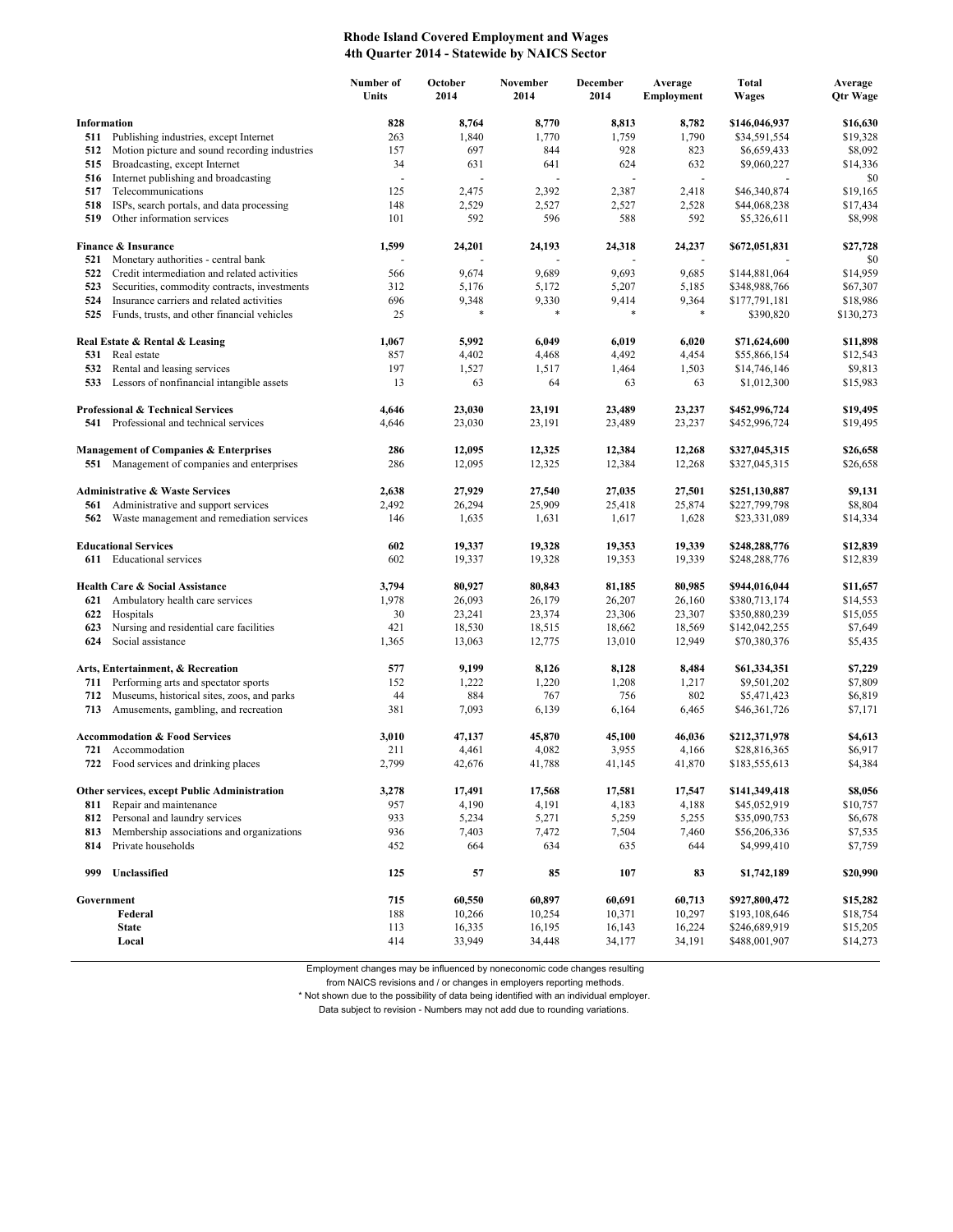**Rhode Island Covered Employment and Wages**
**4th Quarter 2014 - Statewide by NAICS Sector**

| | Number of Units | October 2014 | November 2014 | December 2014 | Average Employment | Total Wages | Average Qtr Wage |
|---|---|---|---|---|---|---|---|
| **Information** | **828** | **8,764** | **8,770** | **8,813** | **8,782** | **$146,046,937** | **$16,630** |
| **511** Publishing industries, except Internet | 263 | 1,840 | 1,770 | 1,759 | 1,790 | $34,591,554 | $19,328 |
| **512** Motion picture and sound recording industries | 157 | 697 | 844 | 928 | 823 | $6,659,433 | $8,092 |
| **515** Broadcasting, except Internet | 34 | 631 | 641 | 624 | 632 | $9,060,227 | $14,336 |
| **516** Internet publishing and broadcasting | - | - | - | - | - | - | $0 |
| **517** Telecommunications | 125 | 2,475 | 2,392 | 2,387 | 2,418 | $46,340,874 | $19,165 |
| **518** ISPs, search portals, and data processing | 148 | 2,529 | 2,527 | 2,527 | 2,528 | $44,068,238 | $17,434 |
| **519** Other information services | 101 | 592 | 596 | 588 | 592 | $5,326,611 | $8,998 |
| **Finance & Insurance** | **1,599** | **24,201** | **24,193** | **24,318** | **24,237** | **$672,051,831** | **$27,728** |
| **521** Monetary authorities - central bank | - | - | - | - | - | - | $0 |
| **522** Credit intermediation and related activities | 566 | 9,674 | 9,689 | 9,693 | 9,685 | $144,881,064 | $14,959 |
| **523** Securities, commodity contracts, investments | 312 | 5,176 | 5,172 | 5,207 | 5,185 | $348,988,766 | $67,307 |
| **524** Insurance carriers and related activities | 696 | 9,348 | 9,330 | 9,414 | 9,364 | $177,791,181 | $18,986 |
| **525** Funds, trusts, and other financial vehicles | 25 | * | * | * | * | $390,820 | $130,273 |
| **Real Estate & Rental & Leasing** | **1,067** | **5,992** | **6,049** | **6,019** | **6,020** | **$71,624,600** | **$11,898** |
| **531** Real estate | 857 | 4,402 | 4,468 | 4,492 | 4,454 | $55,866,154 | $12,543 |
| **532** Rental and leasing services | 197 | 1,527 | 1,517 | 1,464 | 1,503 | $14,746,146 | $9,813 |
| **533** Lessors of nonfinancial intangible assets | 13 | 63 | 64 | 63 | 63 | $1,012,300 | $15,983 |
| **Professional & Technical Services** | **4,646** | **23,030** | **23,191** | **23,489** | **23,237** | **$452,996,724** | **$19,495** |
| **541** Professional and technical services | 4,646 | 23,030 | 23,191 | 23,489 | 23,237 | $452,996,724 | $19,495 |
| **Management of Companies & Enterprises** | **286** | **12,095** | **12,325** | **12,384** | **12,268** | **$327,045,315** | **$26,658** |
| **551** Management of companies and enterprises | 286 | 12,095 | 12,325 | 12,384 | 12,268 | $327,045,315 | $26,658 |
| **Administrative & Waste Services** | **2,638** | **27,929** | **27,540** | **27,035** | **27,501** | **$251,130,887** | **$9,131** |
| **561** Administrative and support services | 2,492 | 26,294 | 25,909 | 25,418 | 25,874 | $227,799,798 | $8,804 |
| **562** Waste management and remediation services | 146 | 1,635 | 1,631 | 1,617 | 1,628 | $23,331,089 | $14,334 |
| **Educational Services** | **602** | **19,337** | **19,328** | **19,353** | **19,339** | **$248,288,776** | **$12,839** |
| **611** Educational services | 602 | 19,337 | 19,328 | 19,353 | 19,339 | $248,288,776 | $12,839 |
| **Health Care & Social Assistance** | **3,794** | **80,927** | **80,843** | **81,185** | **80,985** | **$944,016,044** | **$11,657** |
| **621** Ambulatory health care services | 1,978 | 26,093 | 26,179 | 26,207 | 26,160 | $380,713,174 | $14,553 |
| **622** Hospitals | 30 | 23,241 | 23,374 | 23,306 | 23,307 | $350,880,239 | $15,055 |
| **623** Nursing and residential care facilities | 421 | 18,530 | 18,515 | 18,662 | 18,569 | $142,042,255 | $7,649 |
| **624** Social assistance | 1,365 | 13,063 | 12,775 | 13,010 | 12,949 | $70,380,376 | $5,435 |
| **Arts, Entertainment, & Recreation** | **577** | **9,199** | **8,126** | **8,128** | **8,484** | **$61,334,351** | **$7,229** |
| **711** Performing arts and spectator sports | 152 | 1,222 | 1,220 | 1,208 | 1,217 | $9,501,202 | $7,809 |
| **712** Museums, historical sites, zoos, and parks | 44 | 884 | 767 | 756 | 802 | $5,471,423 | $6,819 |
| **713** Amusements, gambling, and recreation | 381 | 7,093 | 6,139 | 6,164 | 6,465 | $46,361,726 | $7,171 |
| **Accommodation & Food Services** | **3,010** | **47,137** | **45,870** | **45,100** | **46,036** | **$212,371,978** | **$4,613** |
| **721** Accommodation | 211 | 4,461 | 4,082 | 3,955 | 4,166 | $28,816,365 | $6,917 |
| **722** Food services and drinking places | 2,799 | 42,676 | 41,788 | 41,145 | 41,870 | $183,555,613 | $4,384 |
| **Other services, except Public Administration** | **3,278** | **17,491** | **17,568** | **17,581** | **17,547** | **$141,349,418** | **$8,056** |
| **811** Repair and maintenance | 957 | 4,190 | 4,191 | 4,183 | 4,188 | $45,052,919 | $10,757 |
| **812** Personal and laundry services | 933 | 5,234 | 5,271 | 5,259 | 5,255 | $35,090,753 | $6,678 |
| **813** Membership associations and organizations | 936 | 7,403 | 7,472 | 7,504 | 7,460 | $56,206,336 | $7,535 |
| **814** Private households | 452 | 664 | 634 | 635 | 644 | $4,999,410 | $7,759 |
| **999 Unclassified** | **125** | **57** | **85** | **107** | **83** | **$1,742,189** | **$20,990** |
| **Government** | **715** | **60,550** | **60,897** | **60,691** | **60,713** | **$927,800,472** | **$15,282** |
| **Federal** | 188 | 10,266 | 10,254 | 10,371 | 10,297 | $193,108,646 | $18,754 |
| **State** | 113 | 16,335 | 16,195 | 16,143 | 16,224 | $246,689,919 | $15,205 |
| **Local** | 414 | 33,949 | 34,448 | 34,177 | 34,191 | $488,001,907 | $14,273 |

Employment changes may be influenced by noneconomic code changes resulting from NAICS revisions and / or changes in employers reporting methods.

* Not shown due to the possibility of data being identified with an individual employer.

Data subject to revision - Numbers may not add due to rounding variations.